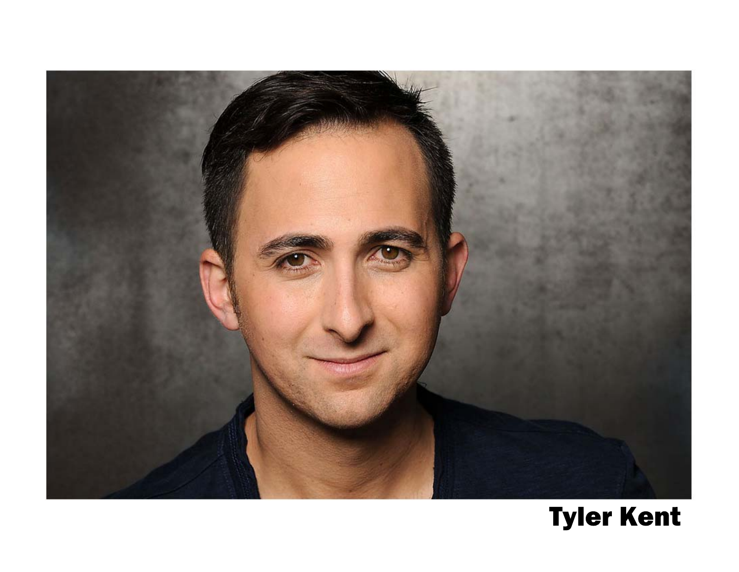**Tyler Kent**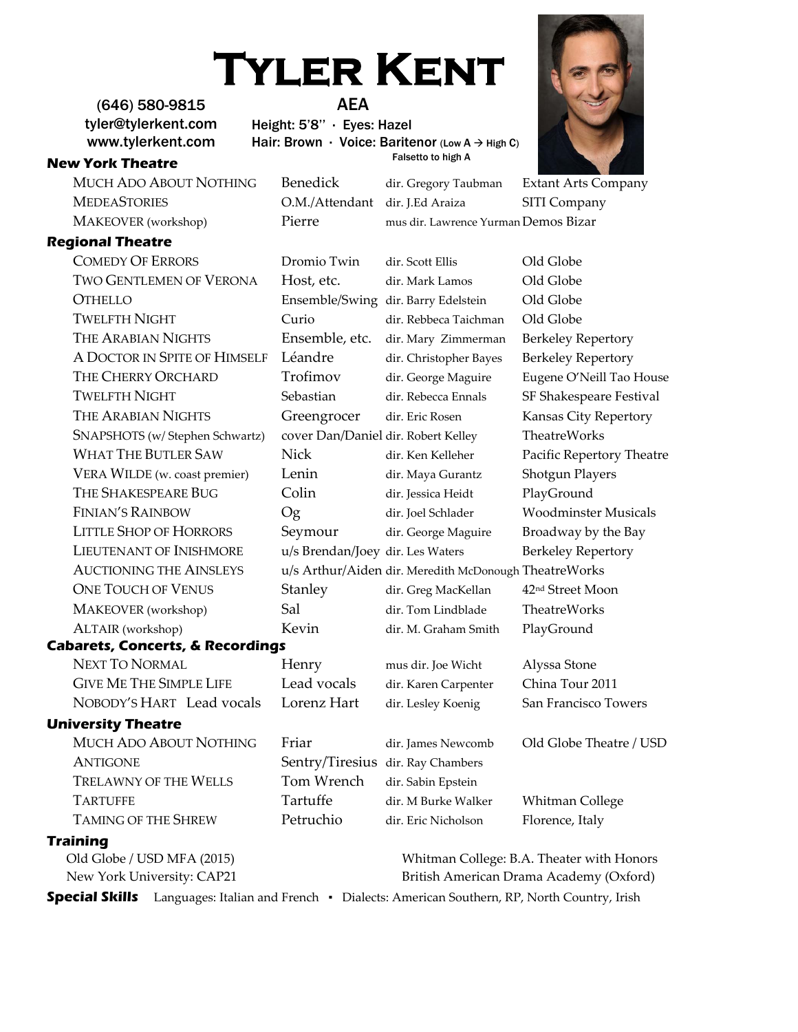# Tyler Kent

(646) 580-9815
tyler@tylerkent.com
www.tylerkent.com

AEA
Height: 5'8" · Eyes: Hazel
Hair: Brown · Voice: Baritenor (Low A → High C)
Falsetto to high A

## New York Theatre

| | | | |
|---|---|---|---|
| Much Ado About Nothing | Benedick | dir. Gregory Taubman | Extant Arts Company |
| MedeaStories | O.M./Attendant | dir. J.Ed Araiza | SITI Company |
| Makeover (workshop) | Pierre | mus dir. Lawrence Yurman | Demos Bizar |

## Regional Theatre

| | | | |
|---|---|---|---|
| Comedy Of Errors | Dromio Twin | dir. Scott Ellis | Old Globe |
| Two Gentlemen of Verona | Host, etc. | dir. Mark Lamos | Old Globe |
| Othello | Ensemble/Swing | dir. Barry Edelstein | Old Globe |
| Twelfth Night | Curio | dir. Rebbeca Taichman | Old Globe |
| The Arabian Nights | Ensemble, etc. | dir. Mary Zimmerman | Berkeley Repertory |
| A Doctor in Spite of Himself | Léandre | dir. Christopher Bayes | Berkeley Repertory |
| The Cherry Orchard | Trofimov | dir. George Maguire | Eugene O'Neill Tao House |
| Twelfth Night | Sebastian | dir. Rebecca Ennals | SF Shakespeare Festival |
| The Arabian Nights | Greengrocer | dir. Eric Rosen | Kansas City Repertory |
| Snapshots (w/ Stephen Schwartz) | cover Dan/Daniel | dir. Robert Kelley | TheatreWorks |
| What The Butler Saw | Nick | dir. Ken Kelleher | Pacific Repertory Theatre |
| Vera Wilde (w. coast premier) | Lenin | dir. Maya Gurantz | Shotgun Players |
| The Shakespeare Bug | Colin | dir. Jessica Heidt | PlayGround |
| Finian's Rainbow | Og | dir. Joel Schlader | Woodminster Musicals |
| Little Shop of Horrors | Seymour | dir. George Maguire | Broadway by the Bay |
| Lieutenant of Inishmore | u/s Brendan/Joey | dir. Les Waters | Berkeley Repertory |
| Auctioning the Ainsleys | u/s Arthur/Aiden | dir. Meredith McDonough | TheatreWorks |
| One Touch of Venus | Stanley | dir. Greg MacKellan | 42nd Street Moon |
| Makeover (workshop) | Sal | dir. Tom Lindblade | TheatreWorks |
| Altair (workshop) | Kevin | dir. M. Graham Smith | PlayGround |

## Cabarets, Concerts, & Recordings

| | | | |
|---|---|---|---|
| Next To Normal | Henry | mus dir. Joe Wicht | Alyssa Stone |
| Give Me The Simple Life | Lead vocals | dir. Karen Carpenter | China Tour 2011 |
| Nobody's Hart Lead vocals | Lorenz Hart | dir. Lesley Koenig | San Francisco Towers |

## University Theatre

| | | | |
|---|---|---|---|
| Much Ado About Nothing | Friar | dir. James Newcomb | Old Globe Theatre / USD |
| Antigone | Sentry/Tiresius | dir. Ray Chambers | |
| Trelawny of the Wells | Tom Wrench | dir. Sabin Epstein | |
| Tartuffe | Tartuffe | dir. M Burke Walker | Whitman College |
| Taming of the Shrew | Petruchio | dir. Eric Nicholson | Florence, Italy |

## Training

Old Globe / USD MFA (2015)
New York University: CAP21
Whitman College: B.A. Theater with Honors
British American Drama Academy (Oxford)

**Special Skills** Languages: Italian and French ▪ Dialects: American Southern, RP, North Country, Irish